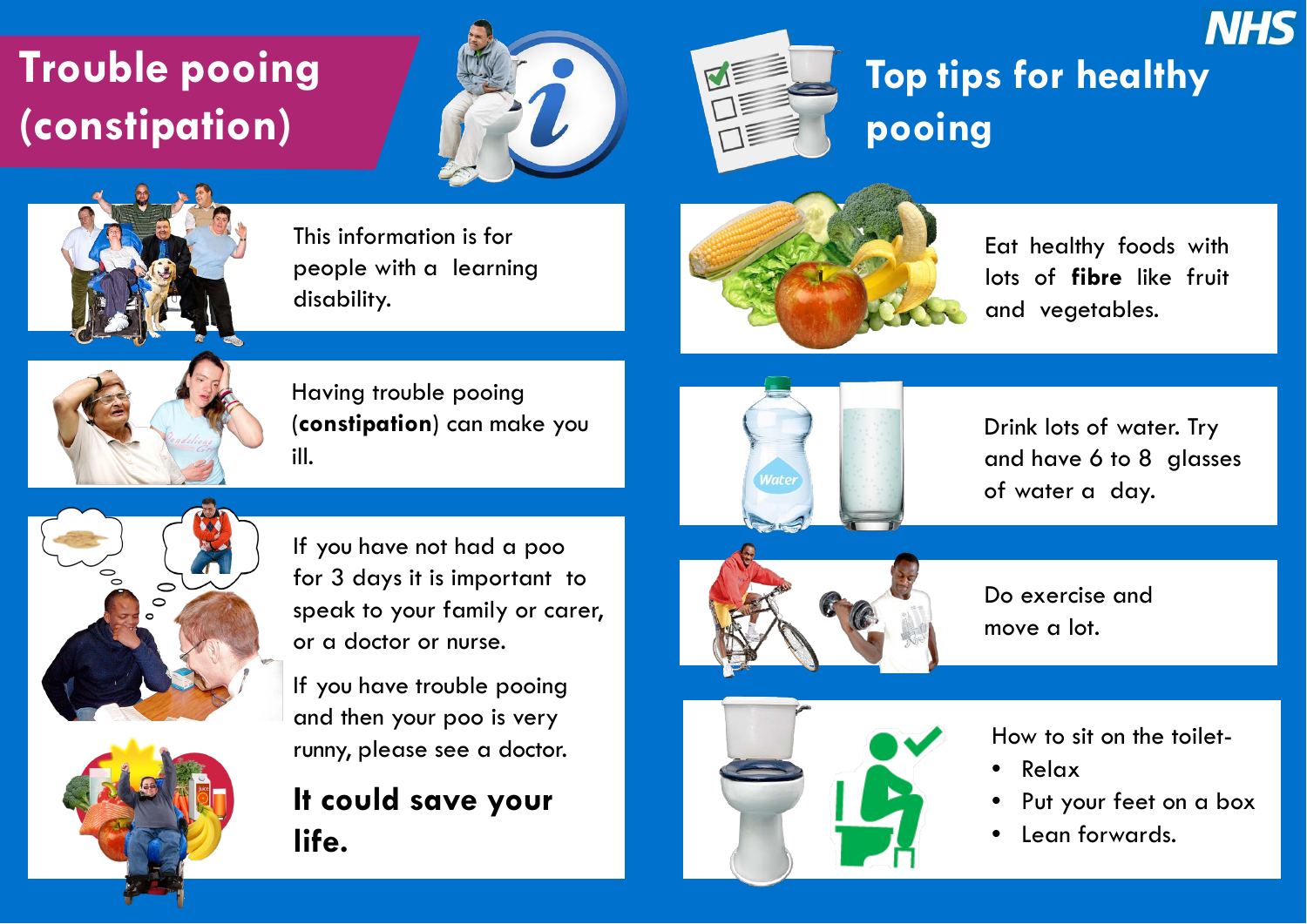NHS

# Trouble pooing (constipation)

This information is for people with a learning disability.

Having trouble pooing (**constipation**) can make you ill.

If you have not had a poo for 3 days it is important to speak to your family or carer, or a doctor or nurse.

If you have trouble pooing and then your poo is very runny, please see a doctor.

**It could save your life.**

# Top tips for healthy pooing

Eat healthy foods with lots of **fibre** like fruit and vegetables.

Drink lots of water. Try and have 6 to 8 glasses of water a day.

Do exercise and move a lot.

How to sit on the toilet-

- Relax
- Put your feet on a box
- Lean forwards.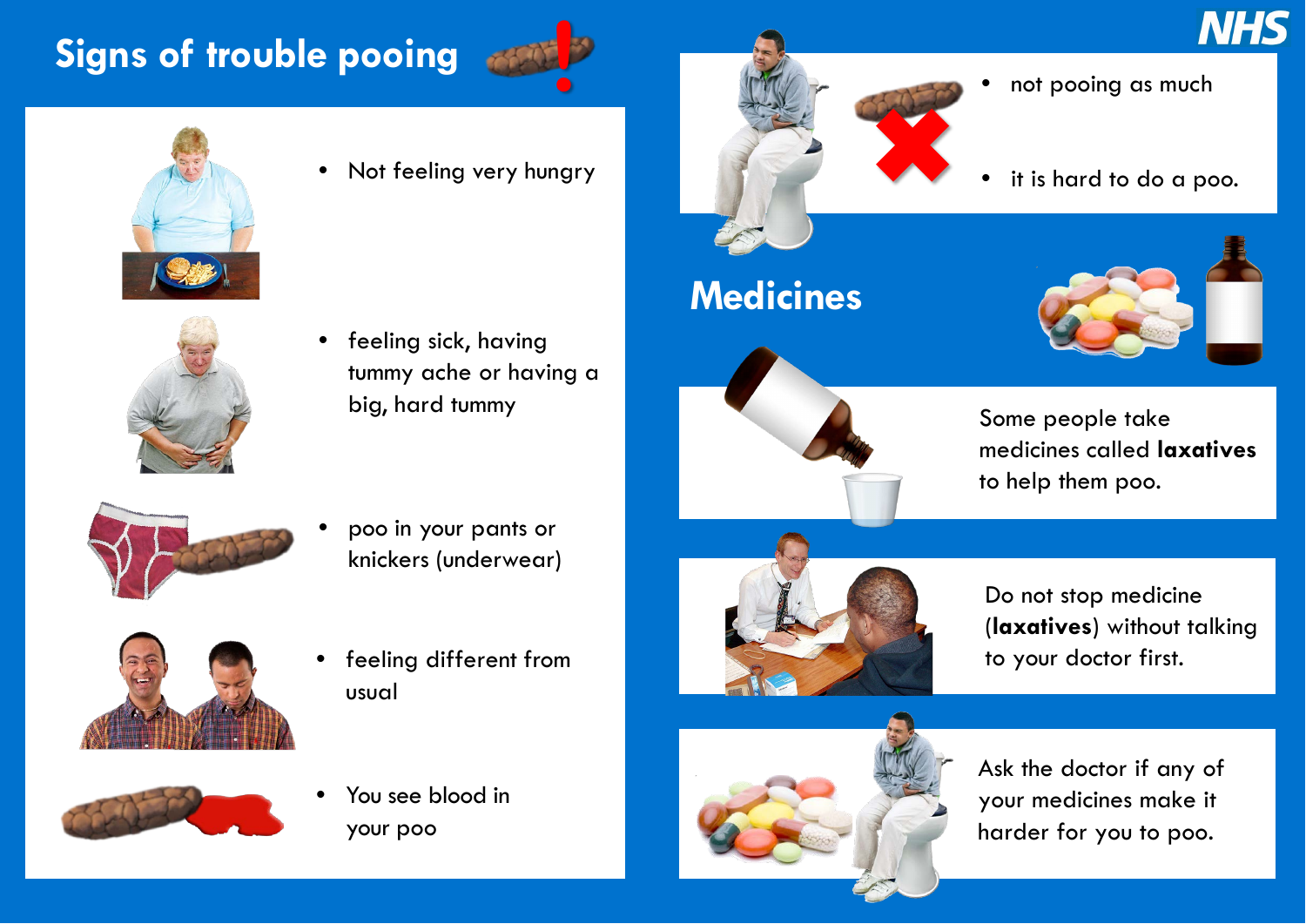## Signs of trouble pooing

- Not feeling very hungry
- feeling sick, having tummy ache or having a big, hard tummy
- poo in your pants or knickers (underwear)
- feeling different from usual
- You see blood in your poo
- not pooing as much
- it is hard to do a poo.

## Medicines

Some people take medicines called **laxatives** to help them poo.

Do not stop medicine (**laxatives**) without talking to your doctor first.

Ask the doctor if any of your medicines make it harder for you to poo.